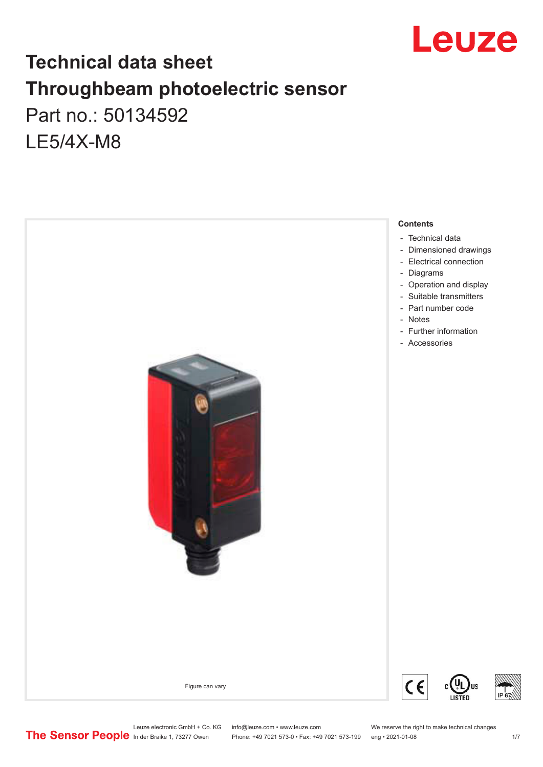# Technical data sheet
# Throughbeam photoelectric sensor

Part no.: 50134592

LE5/4X-M8

Figure can vary

**Contents**

- Technical data
- Dimensioned drawings
- Electrical connection
- Diagrams
- Operation and display
- Suitable transmitters
- Part number code
- Notes
- Further information
- Accessories

Leuze electronic GmbH + Co. KG
In der Braike 1, 73277 Owen

info@leuze.com • www.leuze.com
Phone: +49 7021 573-0 • Fax: +49 7021 573-199

We reserve the right to make technical changes
eng • 2021-01-08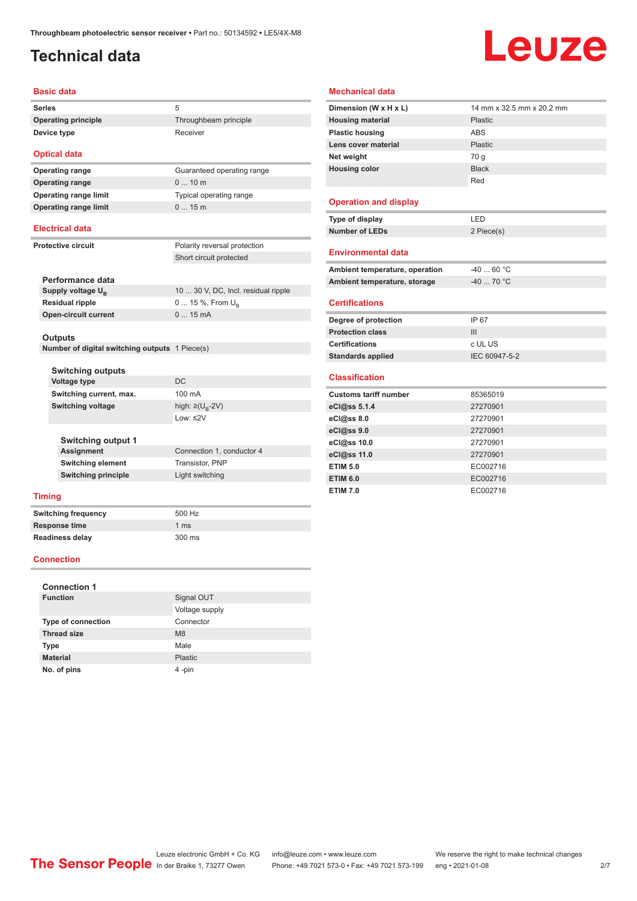# Technical data

## Basic data

| | |
|---|---|
| **Series** | 5 |
| **Operating principle** | Throughbeam principle |
| **Device type** | Receiver |

## Optical data

| | |
|---|---|
| **Operating range** | Guaranteed operating range |
| **Operating range** | 0 ... 10 m |
| **Operating range limit** | Typical operating range |
| **Operating range limit** | 0 ... 15 m |

## Electrical data

| | |
|---|---|
| **Protective circuit** | Polarity reversal protection |
| | Short circuit protected |

### Performance data

| | |
|---|---|
| **Supply voltage $U_B$** | 10 ... 30 V, DC, Incl. residual ripple |
| **Residual ripple** | 0 ... 15 %, From $U_B$ |
| **Open-circuit current** | 0 ... 15 mA |

### Outputs

| | |
|---|---|
| **Number of digital switching outputs** | 1 Piece(s) |

#### Switching outputs

| | |
|---|---|
| **Voltage type** | DC |
| **Switching current, max.** | 100 mA |
| **Switching voltage** | high: ≥($U_B$-2V) |
| | Low: ≤2V |

##### Switching output 1

| | |
|---|---|
| **Assignment** | Connection 1, conductor 4 |
| **Switching element** | Transistor, PNP |
| **Switching principle** | Light switching |

## Timing

| | |
|---|---|
| **Switching frequency** | 500 Hz |
| **Response time** | 1 ms |
| **Readiness delay** | 300 ms |

## Connection

### Connection 1

| | |
|---|---|
| **Function** | Signal OUT |
| | Voltage supply |
| **Type of connection** | Connector |
| **Thread size** | M8 |
| **Type** | Male |
| **Material** | Plastic |
| **No. of pins** | 4 -pin |

## Mechanical data

| | |
|---|---|
| **Dimension (W x H x L)** | 14 mm x 32.5 mm x 20.2 mm |
| **Housing material** | Plastic |
| **Plastic housing** | ABS |
| **Lens cover material** | Plastic |
| **Net weight** | 70 g |
| **Housing color** | Black |
| | Red |

## Operation and display

| | |
|---|---|
| **Type of display** | LED |
| **Number of LEDs** | 2 Piece(s) |

## Environmental data

| | |
|---|---|
| **Ambient temperature, operation** | -40 ... 60 °C |
| **Ambient temperature, storage** | -40 ... 70 °C |

## Certifications

| | |
|---|---|
| **Degree of protection** | IP 67 |
| **Protection class** | III |
| **Certifications** | c UL US |
| **Standards applied** | IEC 60947-5-2 |

## Classification

| | |
|---|---|
| **Customs tariff number** | 85365019 |
| **eCl@ss 5.1.4** | 27270901 |
| **eCl@ss 8.0** | 27270901 |
| **eCl@ss 9.0** | 27270901 |
| **eCl@ss 10.0** | 27270901 |
| **eCl@ss 11.0** | 27270901 |
| **ETIM 5.0** | EC002716 |
| **ETIM 6.0** | EC002716 |
| **ETIM 7.0** | EC002716 |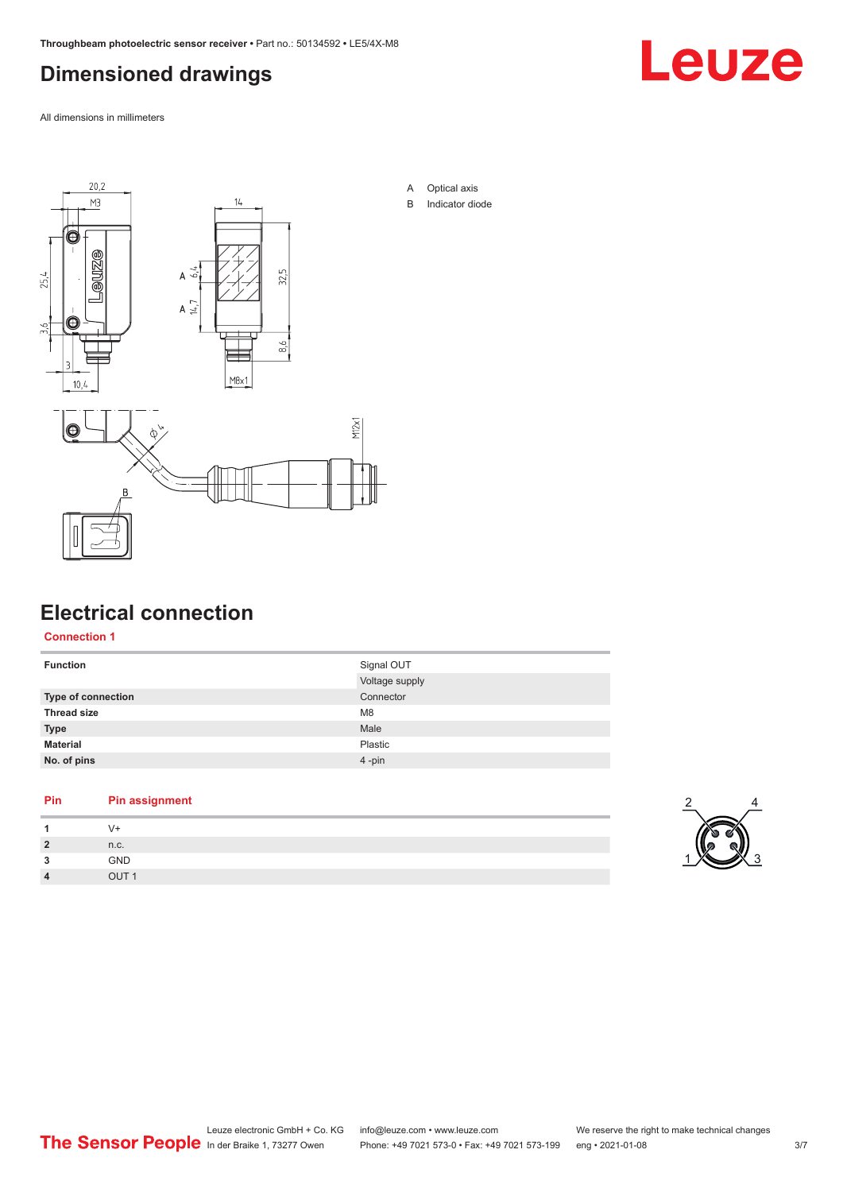# Dimensioned drawings

All dimensions in millimeters

A Optical axis
B Indicator diode

# Electrical connection

## Connection 1

| Function | Signal OUT |
|---|---|
| | Voltage supply |
| Type of connection | Connector |
| Thread size | M8 |
| Type | Male |
| Material | Plastic |
| No. of pins | 4 -pin |

| Pin | Pin assignment |
|---|---|
| 1 | V+ |
| 2 | n.c. |
| 3 | GND |
| 4 | OUT 1 |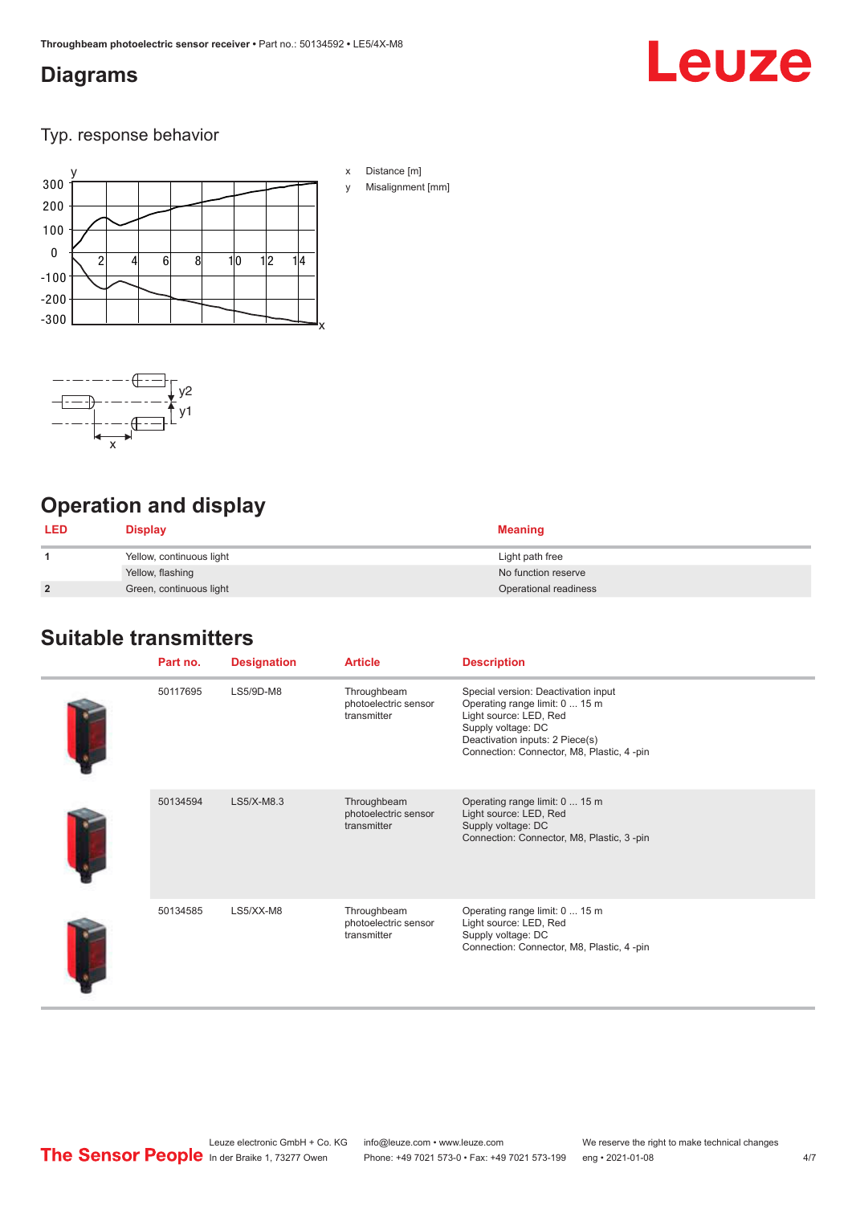## Diagrams

### Typ. response behavior

x Distance [m]

y Misalignment [mm]

## Operation and display

| LED | Display | Meaning |
|---|---|---|
| 1 | Yellow, continuous light | Light path free |
| | Yellow, flashing | No function reserve |
| 2 | Green, continuous light | Operational readiness |

## Suitable transmitters

| Part no. | Designation | Article | Description |
|---|---|---|---|
| 50117695 | LS5/9D-M8 | Throughbeam photoelectric sensor transmitter | Special version: Deactivation input<br>Operating range limit: 0 ... 15 m<br>Light source: LED, Red<br>Supply voltage: DC<br>Deactivation inputs: 2 Piece(s)<br>Connection: Connector, M8, Plastic, 4 -pin |
| 50134594 | LS5/X-M8.3 | Throughbeam photoelectric sensor transmitter | Operating range limit: 0 ... 15 m<br>Light source: LED, Red<br>Supply voltage: DC<br>Connection: Connector, M8, Plastic, 3 -pin |
| 50134585 | LS5/XX-M8 | Throughbeam photoelectric sensor transmitter | Operating range limit: 0 ... 15 m<br>Light source: LED, Red<br>Supply voltage: DC<br>Connection: Connector, M8, Plastic, 4 -pin |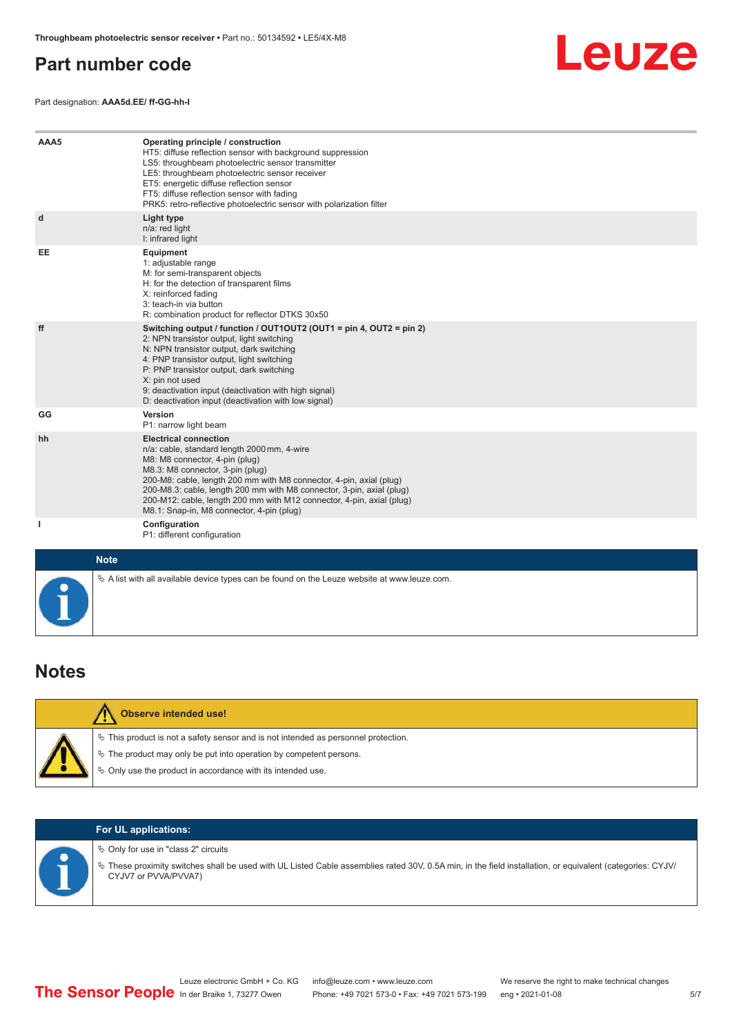# Part number code

Part designation: **AAA5d.EE/ ff-GG-hh-I**

| | |
|---|---|
| **AAA5** | **Operating principle / construction**<br>HT5: diffuse reflection sensor with background suppression<br>LS5: throughbeam photoelectric sensor transmitter<br>LE5: throughbeam photoelectric sensor receiver<br>ET5: energetic diffuse reflection sensor<br>FT5: diffuse reflection sensor with fading<br>PRK5: retro-reflective photoelectric sensor with polarization filter |
| **d** | **Light type**<br>n/a: red light<br>I: infrared light |
| **EE** | **Equipment**<br>1: adjustable range<br>M: for semi-transparent objects<br>H: for the detection of transparent films<br>X: reinforced fading<br>3: teach-in via button<br>R: combination product for reflector DTKS 30x50 |
| **ff** | **Switching output / function / OUT1OUT2 (OUT1 = pin 4, OUT2 = pin 2)**<br>2: NPN transistor output, light switching<br>N: NPN transistor output, dark switching<br>4: PNP transistor output, light switching<br>P: PNP transistor output, dark switching<br>X: pin not used<br>9: deactivation input (deactivation with high signal)<br>D: deactivation input (deactivation with low signal) |
| **GG** | **Version**<br>P1: narrow light beam |
| **hh** | **Electrical connection**<br>n/a: cable, standard length 2000 mm, 4-wire<br>M8: M8 connector, 4-pin (plug)<br>M8.3: M8 connector, 3-pin (plug)<br>200-M8: cable, length 200 mm with M8 connector, 4-pin, axial (plug)<br>200-M8.3: cable, length 200 mm with M8 connector, 3-pin, axial (plug)<br>200-M12: cable, length 200 mm with M12 connector, 4-pin, axial (plug)<br>M8.1: Snap-in, M8 connector, 4-pin (plug) |
| **I** | **Configuration**<br>P1: different configuration |

**Note**

- A list with all available device types can be found on the Leuze website at www.leuze.com.

# Notes

**Observe intended use!**

- This product is not a safety sensor and is not intended as personnel protection.
- The product may only be put into operation by competent persons.
- Only use the product in accordance with its intended use.

**For UL applications:**

- Only for use in "class 2" circuits
- These proximity switches shall be used with UL Listed Cable assemblies rated 30V, 0.5A min, in the field installation, or equivalent (categories: CYJV/CYJV7 or PVVA/PVVA7)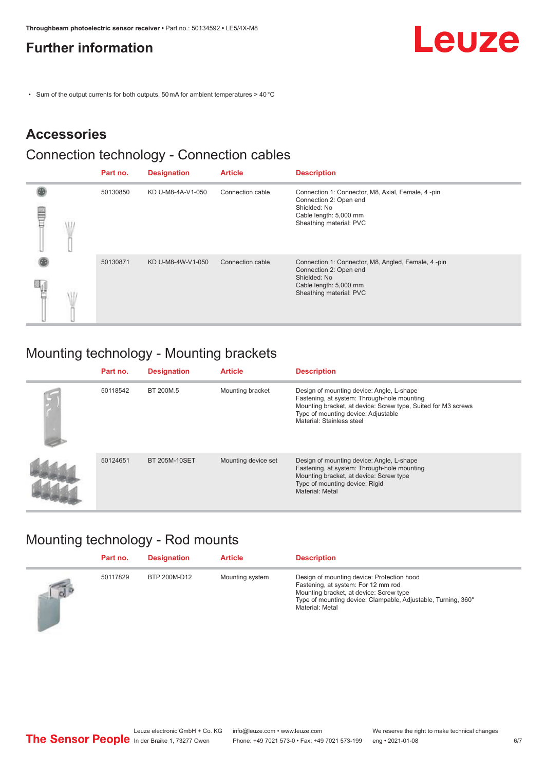## Further information

- Sum of the output currents for both outputs, 50 mA for ambient temperatures > 40 °C

# Accessories

## Connection technology - Connection cables

| Part no. | Designation | Article | Description |
|---|---|---|---|
| 50130850 | KD U-M8-4A-V1-050 | Connection cable | Connection 1: Connector, M8, Axial, Female, 4 -pin<br>Connection 2: Open end<br>Shielded: No<br>Cable length: 5,000 mm<br>Sheathing material: PVC |
| 50130871 | KD U-M8-4W-V1-050 | Connection cable | Connection 1: Connector, M8, Angled, Female, 4 -pin<br>Connection 2: Open end<br>Shielded: No<br>Cable length: 5,000 mm<br>Sheathing material: PVC |

## Mounting technology - Mounting brackets

| Part no. | Designation | Article | Description |
|---|---|---|---|
| 50118542 | BT 200M.5 | Mounting bracket | Design of mounting device: Angle, L-shape<br>Fastening, at system: Through-hole mounting<br>Mounting bracket, at device: Screw type, Suited for M3 screws<br>Type of mounting device: Adjustable<br>Material: Stainless steel |
| 50124651 | BT 205M-10SET | Mounting device set | Design of mounting device: Angle, L-shape<br>Fastening, at system: Through-hole mounting<br>Mounting bracket, at device: Screw type<br>Type of mounting device: Rigid<br>Material: Metal |

## Mounting technology - Rod mounts

| Part no. | Designation | Article | Description |
|---|---|---|---|
| 50117829 | BTP 200M-D12 | Mounting system | Design of mounting device: Protection hood<br>Fastening, at system: For 12 mm rod<br>Mounting bracket, at device: Screw type<br>Type of mounting device: Clampable, Adjustable, Turning, 360°<br>Material: Metal |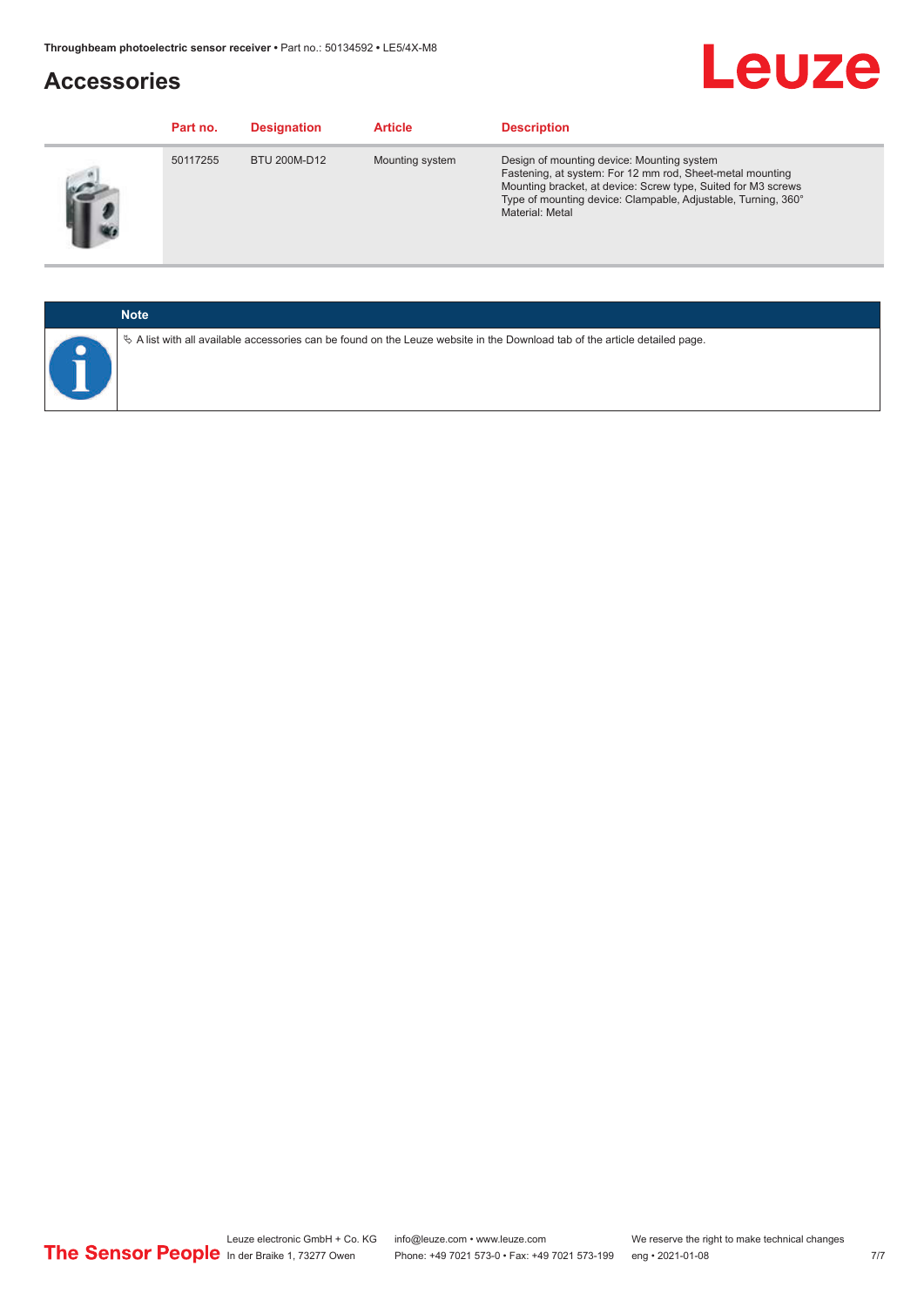## Accessories

| | Part no. | Designation | Article | Description |
|---|---|---|---|---|
| | 50117255 | BTU 200M-D12 | Mounting system | Design of mounting device: Mounting system<br>Fastening, at system: For 12 mm rod, Sheet-metal mounting<br>Mounting bracket, at device: Screw type, Suited for M3 screws<br>Type of mounting device: Clampable, Adjustable, Turning, 360°<br>Material: Metal |

**Note**

↳ A list with all available accessories can be found on the Leuze website in the Download tab of the article detailed page.